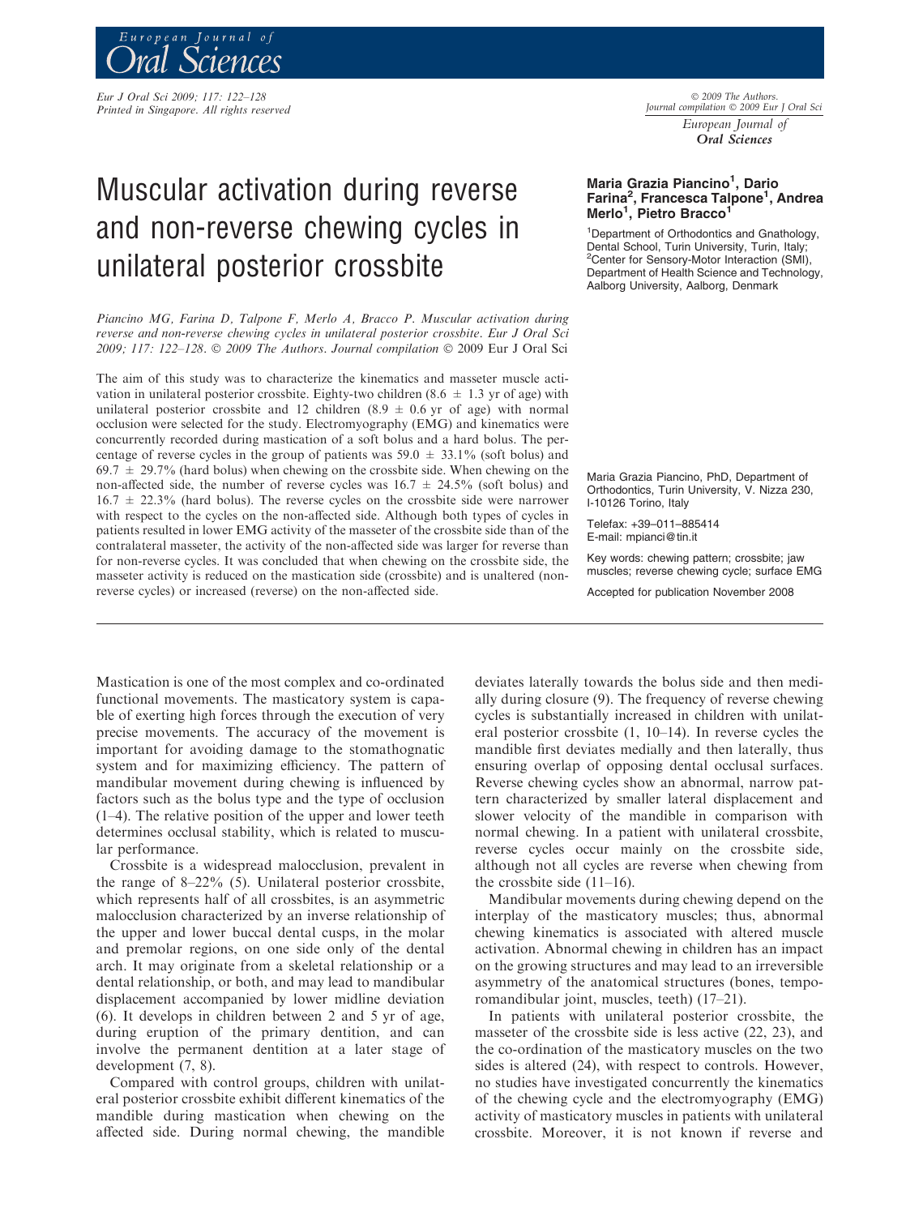# Muscular activation during reverse and non-reverse chewing cycles in unilateral posterior crossbite

**Maria Grazia Piancino[1], Dario Farina[2], Francesca Talpone[1], Andrea Merlo[1], Pietro Bracco[1]**

[1]Department of Orthodontics and Gnathology, Dental School, Turin University, Turin, Italy; [2]Center for Sensory-Motor Interaction (SMI), Department of Health Science and Technology, Aalborg University, Aalborg, Denmark

*Piancino MG, Farina D, Talpone F, Merlo A, Bracco P. Muscular activation during reverse and non-reverse chewing cycles in unilateral posterior crossbite. Eur J Oral Sci 2009; 117: 122–128. © 2009 The Authors. Journal compilation © 2009 Eur J Oral Sci*

The aim of this study was to characterize the kinematics and masseter muscle activation in unilateral posterior crossbite. Eighty-two children (8.6 ± 1.3 yr of age) with unilateral posterior crossbite and 12 children (8.9 ± 0.6 yr of age) with normal occlusion were selected for the study. Electromyography (EMG) and kinematics were concurrently recorded during mastication of a soft bolus and a hard bolus. The percentage of reverse cycles in the group of patients was 59.0 ± 33.1% (soft bolus) and 69.7 ± 29.7% (hard bolus) when chewing on the crossbite side. When chewing on the non-affected side, the number of reverse cycles was 16.7 ± 24.5% (soft bolus) and 16.7 ± 22.3% (hard bolus). The reverse cycles on the crossbite side were narrower with respect to the cycles on the non-affected side. Although both types of cycles in patients resulted in lower EMG activity of the masseter of the crossbite side than of the contralateral masseter, the activity of the non-affected side was larger for reverse than for non-reverse cycles. It was concluded that when chewing on the crossbite side, the masseter activity is reduced on the mastication side (crossbite) and is unaltered (non-reverse cycles) or increased (reverse) on the non-affected side.

Maria Grazia Piancino, PhD, Department of Orthodontics, Turin University, V. Nizza 230, I-10126 Torino, Italy

Telefax: +39–011–885414
E-mail: mpianci@tin.it

Key words: chewing pattern; crossbite; jaw muscles; reverse chewing cycle; surface EMG

Accepted for publication November 2008

Mastication is one of the most complex and co-ordinated functional movements. The masticatory system is capable of exerting high forces through the execution of very precise movements. The accuracy of the movement is important for avoiding damage to the stomathognatic system and for maximizing efficiency. The pattern of mandibular movement during chewing is influenced by factors such as the bolus type and the type of occlusion (1–4). The relative position of the upper and lower teeth determines occlusal stability, which is related to muscular performance.

Crossbite is a widespread malocclusion, prevalent in the range of 8–22% (5). Unilateral posterior crossbite, which represents half of all crossbites, is an asymmetric malocclusion characterized by an inverse relationship of the upper and lower buccal dental cusps, in the molar and premolar regions, on one side only of the dental arch. It may originate from a skeletal relationship or a dental relationship, or both, and may lead to mandibular displacement accompanied by lower midline deviation (6). It develops in children between 2 and 5 yr of age, during eruption of the primary dentition, and can involve the permanent dentition at a later stage of development (7, 8).

Compared with control groups, children with unilateral posterior crossbite exhibit different kinematics of the mandible during mastication when chewing on the affected side. During normal chewing, the mandible deviates laterally towards the bolus side and then medially during closure (9). The frequency of reverse chewing cycles is substantially increased in children with unilateral posterior crossbite (1, 10–14). In reverse cycles the mandible first deviates medially and then laterally, thus ensuring overlap of opposing dental occlusal surfaces. Reverse chewing cycles show an abnormal, narrow pattern characterized by smaller lateral displacement and slower velocity of the mandible in comparison with normal chewing. In a patient with unilateral crossbite, reverse cycles occur mainly on the crossbite side, although not all cycles are reverse when chewing from the crossbite side (11–16).

Mandibular movements during chewing depend on the interplay of the masticatory muscles; thus, abnormal chewing kinematics is associated with altered muscle activation. Abnormal chewing in children has an impact on the growing structures and may lead to an irreversible asymmetry of the anatomical structures (bones, temporomandibular joint, muscles, teeth) (17–21).

In patients with unilateral posterior crossbite, the masseter of the crossbite side is less active (22, 23), and the co-ordination of the masticatory muscles on the two sides is altered (24), with respect to controls. However, no studies have investigated concurrently the kinematics of the chewing cycle and the electromyography (EMG) activity of masticatory muscles in patients with unilateral crossbite. Moreover, it is not known if reverse and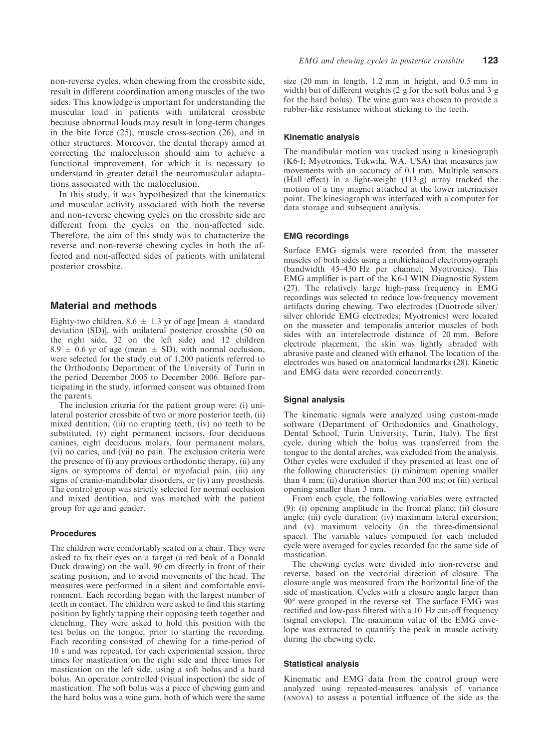non-reverse cycles, when chewing from the crossbite side, result in different coordination among muscles of the two sides. This knowledge is important for understanding the muscular load in patients with unilateral crossbite because abnormal loads may result in long-term changes in the bite force (25), muscle cross-section (26), and in other structures. Moreover, the dental therapy aimed at correcting the malocclusion should aim to achieve a functional improvement, for which it is necessary to understand in greater detail the neuromuscular adaptations associated with the malocclusion.

In this study, it was hypothesized that the kinematics and muscular activity associated with both the reverse and non-reverse chewing cycles on the crossbite side are different from the cycles on the non-affected side. Therefore, the aim of this study was to characterize the reverse and non-reverse chewing cycles in both the affected and non-affected sides of patients with unilateral posterior crossbite.

## Material and methods

Eighty-two children, 8.6 ± 1.3 yr of age [mean ± standard deviation (SD)], with unilateral posterior crossbite (50 on the right side, 32 on the left side) and 12 children 8.9 ± 0.6 yr of age (mean ± SD), with normal occlusion, were selected for the study out of 1,200 patients referred to the Orthodontic Department of the University of Turin in the period December 2005 to December 2006. Before participating in the study, informed consent was obtained from the parents.

The inclusion criteria for the patient group were: (i) unilateral posterior crossbite of two or more posterior teeth, (ii) mixed dentition, (iii) no erupting teeth, (iv) no teeth to be substituted, (v) eight permanent incisors, four deciduous canines, eight deciduous molars, four permanent molars, (vi) no caries, and (vii) no pain. The exclusion criteria were the presence of (i) any previous orthodontic therapy, (ii) any signs or symptoms of dental or myofacial pain, (iii) any signs of cranio-mandibular disorders, or (iv) any prosthesis. The control group was strictly selected for normal occlusion and mixed dentition, and was matched with the patient group for age and gender.

### Procedures

The children were comfortably seated on a chair. They were asked to fix their eyes on a target (a red beak of a Donald Duck drawing) on the wall, 90 cm directly in front of their seating position, and to avoid movements of the head. The measures were performed in a silent and comfortable environment. Each recording began with the largest number of teeth in contact. The children were asked to find this starting position by lightly tapping their opposing teeth together and clenching. They were asked to hold this position with the test bolus on the tongue, prior to starting the recording. Each recording consisted of chewing for a time-period of 10 s and was repeated, for each experimental session, three times for mastication on the right side and three times for mastication on the left side, using a soft bolus and a hard bolus. An operator controlled (visual inspection) the side of mastication. The soft bolus was a piece of chewing gum and the hard bolus was a wine gum, both of which were the same size (20 mm in length, 1.2 mm in height, and 0.5 mm in width) but of different weights (2 g for the soft bolus and 3 g for the hard bolus). The wine gum was chosen to provide a rubber-like resistance without sticking to the teeth.

### Kinematic analysis

The mandibular motion was tracked using a kinesiograph (K6-I; Myotronics, Tukwila, WA, USA) that measures jaw movements with an accuracy of 0.1 mm. Multiple sensors (Hall effect) in a light-weight (113 g) array tracked the motion of a tiny magnet attached at the lower interincisor point. The kinesiograph was interfaced with a computer for data storage and subsequent analysis.

### EMG recordings

Surface EMG signals were recorded from the masseter muscles of both sides using a multichannel electromyograph (bandwidth 45–430 Hz per channel; Myotronics). This EMG amplifier is part of the K6-I WIN Diagnostic System (27). The relatively large high-pass frequency in EMG recordings was selected to reduce low-frequency movement artifacts during chewing. Two electrodes (Duotrode silver/silver chloride EMG electrodes; Myotronics) were located on the masseter and temporalis anterior muscles of both sides with an interelectrode distance of 20 mm. Before electrode placement, the skin was lightly abraded with abrasive paste and cleaned with ethanol. The location of the electrodes was based on anatomical landmarks (28). Kinetic and EMG data were recorded concurrently.

### Signal analysis

The kinematic signals were analyzed using custom-made software (Department of Orthodontics and Gnathology, Dental School, Turin University, Turin, Italy). The first cycle, during which the bolus was transferred from the tongue to the dental arches, was excluded from the analysis. Other cycles were excluded if they presented at least one of the following characteristics: (i) minimum opening smaller than 4 mm; (ii) duration shorter than 300 ms; or (iii) vertical opening smaller than 3 mm.

From each cycle, the following variables were extracted (9): (i) opening amplitude in the frontal plane; (ii) closure angle; (iii) cycle duration; (iv) maximum lateral excursion; and (v) maximum velocity (in the three-dimensional space). The variable values computed for each included cycle were averaged for cycles recorded for the same side of mastication.

The chewing cycles were divided into non-reverse and reverse, based on the vectorial direction of closure. The closure angle was measured from the horizontal line of the side of mastication. Cycles with a closure angle larger than 90° were grouped in the reverse set. The surface EMG was rectified and low-pass filtered with a 10 Hz cut-off frequency (signal envelope). The maximum value of the EMG envelope was extracted to quantify the peak in muscle activity during the chewing cycle.

### Statistical analysis

Kinematic and EMG data from the control group were analyzed using repeated-measures analysis of variance (ANOVA) to assess a potential influence of the side as the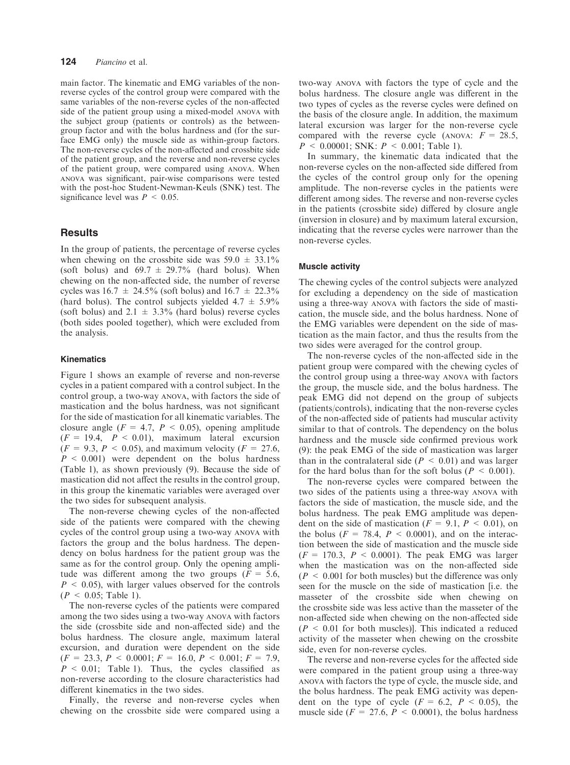main factor. The kinematic and EMG variables of the non-reverse cycles of the control group were compared with the same variables of the non-reverse cycles of the non-affected side of the patient group using a mixed-model ANOVA with the subject group (patients or controls) as the between-group factor and with the bolus hardness and (for the surface EMG only) the muscle side as within-group factors. The non-reverse cycles of the non-affected and crossbite side of the patient group, and the reverse and non-reverse cycles of the patient group, were compared using ANOVA. When ANOVA was significant, pair-wise comparisons were tested with the post-hoc Student-Newman-Keuls (SNK) test. The significance level was $P < 0.05$.

## Results

In the group of patients, the percentage of reverse cycles when chewing on the crossbite side was $59.0 \pm 33.1\%$ (soft bolus) and $69.7 \pm 29.7\%$ (hard bolus). When chewing on the non-affected side, the number of reverse cycles was $16.7 \pm 24.5\%$ (soft bolus) and $16.7 \pm 22.3\%$ (hard bolus). The control subjects yielded $4.7 \pm 5.9\%$ (soft bolus) and $2.1 \pm 3.3\%$ (hard bolus) reverse cycles (both sides pooled together), which were excluded from the analysis.

### Kinematics

Figure 1 shows an example of reverse and non-reverse cycles in a patient compared with a control subject. In the control group, a two-way ANOVA, with factors the side of mastication and the bolus hardness, was not significant for the side of mastication for all kinematic variables. The closure angle ($F = 4.7$, $P < 0.05$), opening amplitude ($F = 19.4$, $P < 0.01$), maximum lateral excursion ($F = 9.3$, $P < 0.05$), and maximum velocity ($F = 27.6$, $P < 0.001$) were dependent on the bolus hardness (Table 1), as shown previously (9). Because the side of mastication did not affect the results in the control group, in this group the kinematic variables were averaged over the two sides for subsequent analysis.

The non-reverse chewing cycles of the non-affected side of the patients were compared with the chewing cycles of the control group using a two-way ANOVA with factors the group and the bolus hardness. The dependency on bolus hardness for the patient group was the same as for the control group. Only the opening amplitude was different among the two groups ($F = 5.6$, $P < 0.05$), with larger values observed for the controls ($P < 0.05$; Table 1).

The non-reverse cycles of the patients were compared among the two sides using a two-way ANOVA with factors the side (crossbite side and non-affected side) and the bolus hardness. The closure angle, maximum lateral excursion, and duration were dependent on the side ($F = 23.3$, $P < 0.0001$; $F = 16.0$, $P < 0.001$; $F = 7.9$, $P < 0.01$; Table 1). Thus, the cycles classified as non-reverse according to the closure characteristics had different kinematics in the two sides.

Finally, the reverse and non-reverse cycles when chewing on the crossbite side were compared using a two-way ANOVA with factors the type of cycle and the bolus hardness. The closure angle was different in the two types of cycles as the reverse cycles were defined on the basis of the closure angle. In addition, the maximum lateral excursion was larger for the non-reverse cycle compared with the reverse cycle (ANOVA: $F = 28.5$, $P < 0.00001$; SNK: $P < 0.001$; Table 1).

In summary, the kinematic data indicated that the non-reverse cycles on the non-affected side differed from the cycles of the control group only for the opening amplitude. The non-reverse cycles in the patients were different among sides. The reverse and non-reverse cycles in the patients (crossbite side) differed by closure angle (inversion in closure) and by maximum lateral excursion, indicating that the reverse cycles were narrower than the non-reverse cycles.

### Muscle activity

The chewing cycles of the control subjects were analyzed for excluding a dependency on the side of mastication using a three-way ANOVA with factors the side of mastication, the muscle side, and the bolus hardness. None of the EMG variables were dependent on the side of mastication as the main factor, and thus the results from the two sides were averaged for the control group.

The non-reverse cycles of the non-affected side in the patient group were compared with the chewing cycles of the control group using a three-way ANOVA with factors the group, the muscle side, and the bolus hardness. The peak EMG did not depend on the group of subjects (patients/controls), indicating that the non-reverse cycles of the non-affected side of patients had muscular activity similar to that of controls. The dependency on the bolus hardness and the muscle side confirmed previous work (9): the peak EMG of the side of mastication was larger than in the contralateral side ($P < 0.01$) and was larger for the hard bolus than for the soft bolus ($P < 0.001$).

The non-reverse cycles were compared between the two sides of the patients using a three-way ANOVA with factors the side of mastication, the muscle side, and the bolus hardness. The peak EMG amplitude was dependent on the side of mastication ($F = 9.1$, $P < 0.01$), on the bolus ($F = 78.4$, $P < 0.0001$), and on the interaction between the side of mastication and the muscle side ($F = 170.3$, $P < 0.0001$). The peak EMG was larger when the mastication was on the non-affected side ($P < 0.001$ for both muscles) but the difference was only seen for the muscle on the side of mastication [i.e. the masseter of the crossbite side when chewing on the crossbite side was less active than the masseter of the non-affected side when chewing on the non-affected side ($P < 0.01$ for both muscles)]. This indicated a reduced activity of the masseter when chewing on the crossbite side, even for non-reverse cycles.

The reverse and non-reverse cycles for the affected side were compared in the patient group using a three-way ANOVA with factors the type of cycle, the muscle side, and the bolus hardness. The peak EMG activity was dependent on the type of cycle ($F = 6.2$, $P < 0.05$), the muscle side ($F = 27.6$, $P < 0.0001$), the bolus hardness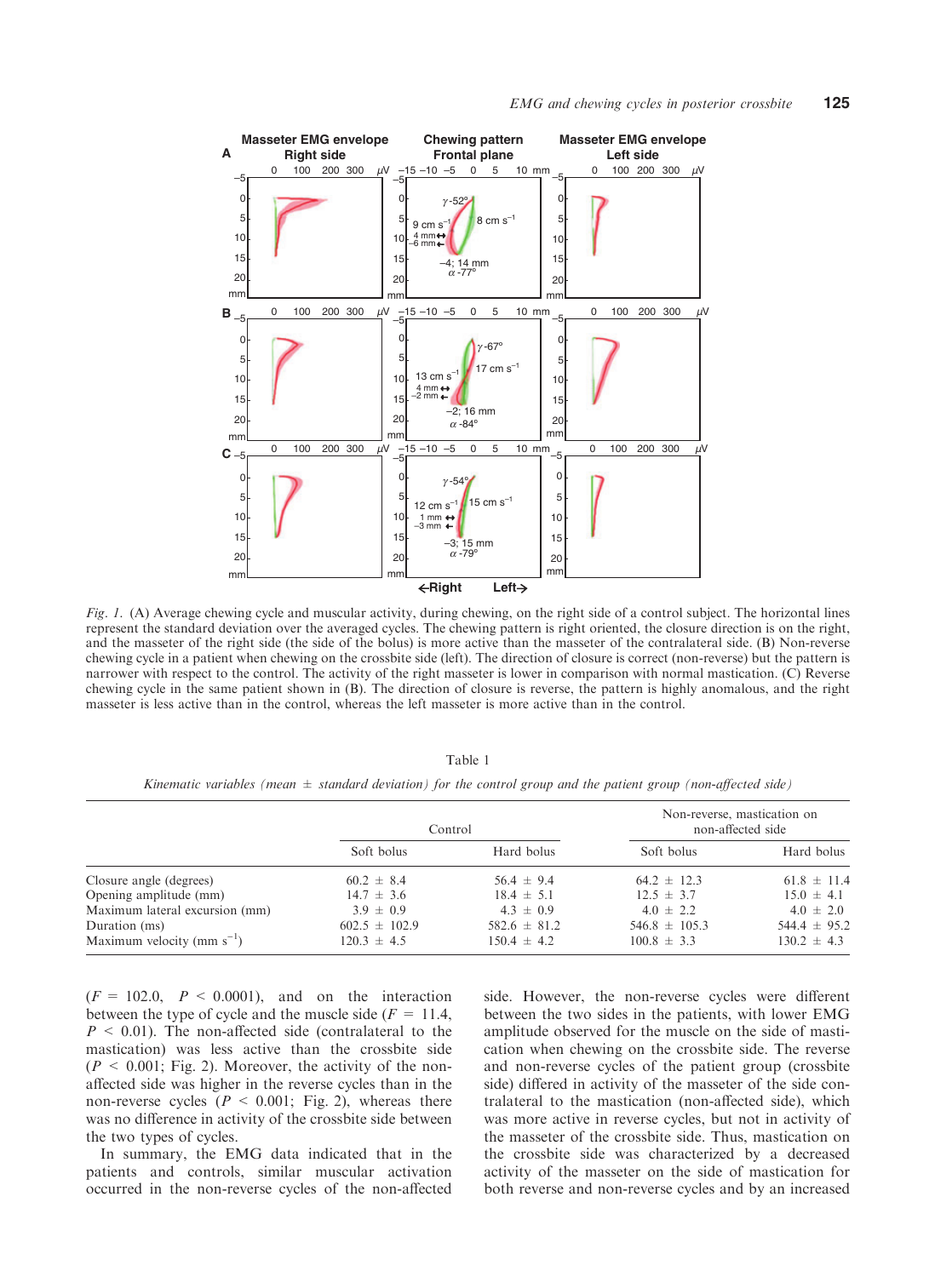*Fig. 1.* (A) Average chewing cycle and muscular activity, during chewing, on the right side of a control subject. The horizontal lines represent the standard deviation over the averaged cycles. The chewing pattern is right oriented, the closure direction is on the right, and the masseter of the right side (the side of the bolus) is more active than the masseter of the contralateral side. (B) Non-reverse chewing cycle in a patient when chewing on the crossbite side (left). The direction of closure is correct (non-reverse) but the pattern is narrower with respect to the control. The activity of the right masseter is lower in comparison with normal mastication. (C) Reverse chewing cycle in the same patient shown in (B). The direction of closure is reverse, the pattern is highly anomalous, and the right masseter is less active than in the control, whereas the left masseter is more active than in the control.

Table 1

*Kinematic variables (mean ± standard deviation) for the control group and the patient group (non-affected side)*

| | Control | | Non-reverse, mastication on non-affected side | |
|---|---|---|---|---|
| | Soft bolus | Hard bolus | Soft bolus | Hard bolus |
| Closure angle (degrees) | 60.2 ± 8.4 | 56.4 ± 9.4 | 64.2 ± 12.3 | 61.8 ± 11.4 |
| Opening amplitude (mm) | 14.7 ± 3.6 | 18.4 ± 5.1 | 12.5 ± 3.7 | 15.0 ± 4.1 |
| Maximum lateral excursion (mm) | 3.9 ± 0.9 | 4.3 ± 0.9 | 4.0 ± 2.2 | 4.0 ± 2.0 |
| Duration (ms) | 602.5 ± 102.9 | 582.6 ± 81.2 | 546.8 ± 105.3 | 544.4 ± 95.2 |
| Maximum velocity (mm s$^{-1}$) | 120.3 ± 4.5 | 150.4 ± 4.2 | 100.8 ± 3.3 | 130.2 ± 4.3 |

($F$ = 102.0, $P$ < 0.0001), and on the interaction between the type of cycle and the muscle side ($F$ = 11.4, $P$ < 0.01). The non-affected side (contralateral to the mastication) was less active than the crossbite side ($P$ < 0.001; Fig. 2). Moreover, the activity of the non-affected side was higher in the reverse cycles than in the non-reverse cycles ($P$ < 0.001; Fig. 2), whereas there was no difference in activity of the crossbite side between the two types of cycles.

In summary, the EMG data indicated that in the patients and controls, similar muscular activation occurred in the non-reverse cycles of the non-affected side. However, the non-reverse cycles were different between the two sides in the patients, with lower EMG amplitude observed for the muscle on the side of mastication when chewing on the crossbite side. The reverse and non-reverse cycles of the patient group (crossbite side) differed in activity of the masseter of the side contralateral to the mastication (non-affected side), which was more active in reverse cycles, but not in activity of the masseter of the crossbite side. Thus, mastication on the crossbite side was characterized by a decreased activity of the masseter on the side of mastication for both reverse and non-reverse cycles and by an increased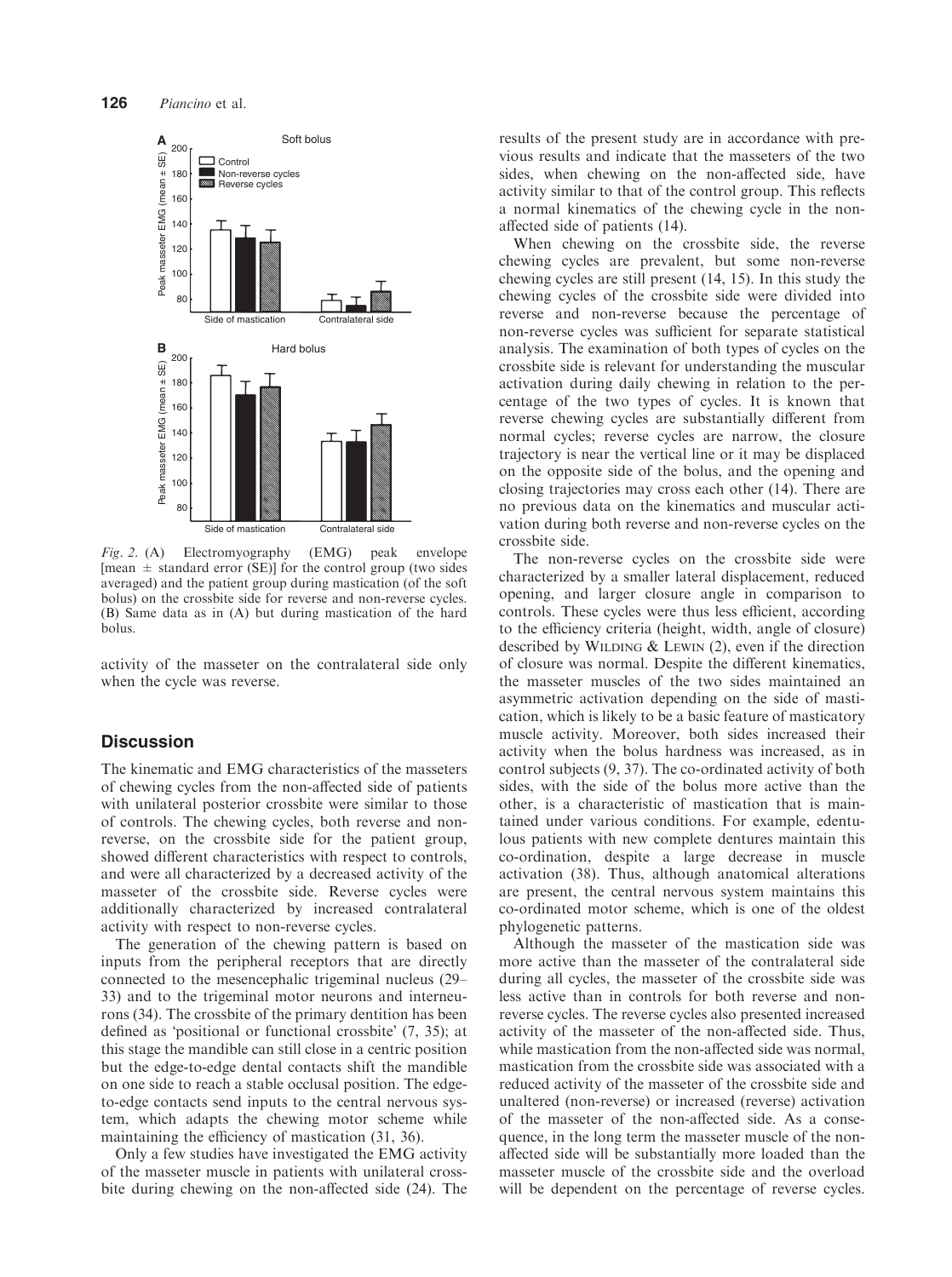*Fig. 2.* (A) Electromyography (EMG) peak envelope [mean ± standard error (SE)] for the control group (two sides averaged) and the patient group during mastication (of the soft bolus) on the crossbite side for reverse and non-reverse cycles. (B) Same data as in (A) but during mastication of the hard bolus.

activity of the masseter on the contralateral side only when the cycle was reverse.

## Discussion

The kinematic and EMG characteristics of the masseters of chewing cycles from the non-affected side of patients with unilateral posterior crossbite were similar to those of controls. The chewing cycles, both reverse and non-reverse, on the crossbite side for the patient group, showed different characteristics with respect to controls, and were all characterized by a decreased activity of the masseter of the crossbite side. Reverse cycles were additionally characterized by increased contralateral activity with respect to non-reverse cycles.

The generation of the chewing pattern is based on inputs from the peripheral receptors that are directly connected to the mesencephalic trigeminal nucleus (29–33) and to the trigeminal motor neurons and interneurons (34). The crossbite of the primary dentition has been defined as 'positional or functional crossbite' (7, 35); at this stage the mandible can still close in a centric position but the edge-to-edge dental contacts shift the mandible on one side to reach a stable occlusal position. The edge-to-edge contacts send inputs to the central nervous system, which adapts the chewing motor scheme while maintaining the efficiency of mastication (31, 36).

Only a few studies have investigated the EMG activity of the masseter muscle in patients with unilateral crossbite during chewing on the non-affected side (24). The results of the present study are in accordance with previous results and indicate that the masseters of the two sides, when chewing on the non-affected side, have activity similar to that of the control group. This reflects a normal kinematics of the chewing cycle in the non-affected side of patients (14).

When chewing on the crossbite side, the reverse chewing cycles are prevalent, but some non-reverse chewing cycles are still present (14, 15). In this study the chewing cycles of the crossbite side were divided into reverse and non-reverse because the percentage of non-reverse cycles was sufficient for separate statistical analysis. The examination of both types of cycles on the crossbite side is relevant for understanding the muscular activation during daily chewing in relation to the percentage of the two types of cycles. It is known that reverse chewing cycles are substantially different from normal cycles; reverse cycles are narrow, the closure trajectory is near the vertical line or it may be displaced on the opposite side of the bolus, and the opening and closing trajectories may cross each other (14). There are no previous data on the kinematics and muscular activation during both reverse and non-reverse cycles on the crossbite side.

The non-reverse cycles on the crossbite side were characterized by a smaller lateral displacement, reduced opening, and larger closure angle in comparison to controls. These cycles were thus less efficient, according to the efficiency criteria (height, width, angle of closure) described by Wilding & Lewin (2), even if the direction of closure was normal. Despite the different kinematics, the masseter muscles of the two sides maintained an asymmetric activation depending on the side of mastication, which is likely to be a basic feature of masticatory muscle activity. Moreover, both sides increased their activity when the bolus hardness was increased, as in control subjects (9, 37). The co-ordinated activity of both sides, with the side of the bolus more active than the other, is a characteristic of mastication that is maintained under various conditions. For example, edentulous patients with new complete dentures maintain this co-ordination, despite a large decrease in muscle activation (38). Thus, although anatomical alterations are present, the central nervous system maintains this co-ordinated motor scheme, which is one of the oldest phylogenetic patterns.

Although the masseter of the mastication side was more active than the masseter of the contralateral side during all cycles, the masseter of the crossbite side was less active than in controls for both reverse and non-reverse cycles. The reverse cycles also presented increased activity of the masseter of the non-affected side. Thus, while mastication from the non-affected side was normal, mastication from the crossbite side was associated with a reduced activity of the masseter of the crossbite side and unaltered (non-reverse) or increased (reverse) activation of the masseter of the non-affected side. As a consequence, in the long term the masseter muscle of the non-affected side will be substantially more loaded than the masseter muscle of the crossbite side and the overload will be dependent on the percentage of reverse cycles.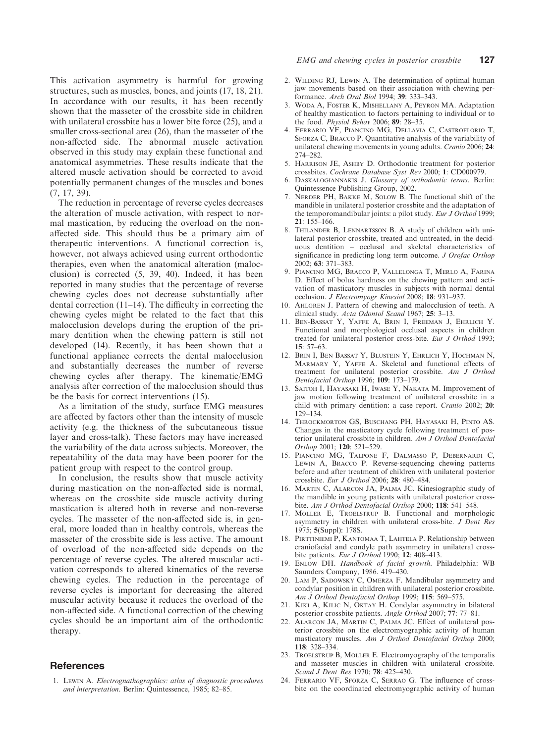This activation asymmetry is harmful for growing structures, such as muscles, bones, and joints (17, 18, 21). In accordance with our results, it has been recently shown that the masseter of the crossbite side in children with unilateral crossbite has a lower bite force (25), and a smaller cross-sectional area (26), than the masseter of the non-affected side. The abnormal muscle activation observed in this study may explain these functional and anatomical asymmetries. These results indicate that the altered muscle activation should be corrected to avoid potentially permanent changes of the muscles and bones (7, 17, 39).

The reduction in percentage of reverse cycles decreases the alteration of muscle activation, with respect to normal mastication, by reducing the overload on the non-affected side. This should thus be a primary aim of therapeutic interventions. A functional correction is, however, not always achieved using current orthodontic therapies, even when the anatomical alteration (malocclusion) is corrected (5, 39, 40). Indeed, it has been reported in many studies that the percentage of reverse chewing cycles does not decrease substantially after dental correction (11–14). The difficulty in correcting the chewing cycles might be related to the fact that this malocclusion develops during the eruption of the primary dentition when the chewing pattern is still not developed (14). Recently, it has been shown that a functional appliance corrects the dental malocclusion and substantially decreases the number of reverse chewing cycles after therapy. The kinematic/EMG analysis after correction of the malocclusion should thus be the basis for correct interventions (15).

As a limitation of the study, surface EMG measures are affected by factors other than the intensity of muscle activity (e.g. the thickness of the subcutaneous tissue layer and cross-talk). These factors may have increased the variability of the data across subjects. Moreover, the repeatability of the data may have been poorer for the patient group with respect to the control group.

In conclusion, the results show that muscle activity during mastication on the non-affected side is normal, whereas on the crossbite side muscle activity during mastication is altered both in reverse and non-reverse cycles. The masseter of the non-affected side is, in general, more loaded than in healthy controls, whereas the masseter of the crossbite side is less active. The amount of overload of the non-affected side depends on the percentage of reverse cycles. The altered muscular activation corresponds to altered kinematics of the reverse chewing cycles. The reduction in the percentage of reverse cycles is important for decreasing the altered muscular activity because it reduces the overload of the non-affected side. A functional correction of the chewing cycles should be an important aim of the orthodontic therapy.

## References

1. Lewin A. *Electrognathographics: atlas of diagnostic procedures and interpretation*. Berlin: Quintessence, 1985; 82–85.
2. Wilding RJ, Lewin A. The determination of optimal human jaw movements based on their association with chewing performance. *Arch Oral Biol* 1994; **39**: 333–343.
3. Woda A, Foster K, Mishellany A, Peyron MA. Adaptation of healthy mastication to factors pertaining to individual or to the food. *Physiol Behav* 2006; **89**: 28–35.
4. Ferrario VF, Piancino MG, Dellavia C, Castroflorio T, Sforza C, Bracco P. Quantitative analysis of the variability of unilateral chewing movements in young adults. *Cranio* 2006; **24**: 274–282.
5. Harrison JE, Ashby D. Orthodontic treatment for posterior crossbites. *Cochrane Database Syst Rev* 2000; **1**: CD000979.
6. Daskalogiannakis J. *Glossary of orthodontic terms*. Berlin: Quintessence Publishing Group, 2002.
7. Nerder PH, Bakke M, Solow B. The functional shift of the mandible in unilateral posterior crossbite and the adaptation of the temporomandibular joints: a pilot study. *Eur J Orthod* 1999; **21**: 155–166.
8. Thilander B, Lennartsson B. A study of children with unilateral posterior crossbite, treated and untreated, in the deciduous dentition – occlusal and skeletal characteristics of significance in predicting long term outcome. *J Orofac Orthop* 2002; **63**: 371–383.
9. Piancino MG, Bracco P, Vallelonga T, Merlo A, Farina D. Effect of bolus hardness on the chewing pattern and activation of masticatory muscles in subjects with normal dental occlusion. *J Electromyogr Kinesiol* 2008; **18**: 931–937.
10. Ahlgren J. Pattern of chewing and malocclusion of teeth. A clinical study. *Acta Odontol Scand* 1967; **25**: 3–13.
11. Ben-Bassat Y, Yaffe A, Brin I, Freeman J, Ehrlich Y. Functional and morphological occlusal aspects in children treated for unilateral posterior cross-bite. *Eur J Orthod* 1993; **15**: 57–63.
12. Brin I, Ben Bassat Y, Blustein Y, Ehrlich Y, Hochman N, Marmary Y, Yaffe A. Skeletal and functional effects of treatment for unilateral posterior crossbite. *Am J Orthod Dentofacial Orthop* 1996; **109**: 173–179.
13. Saitoh I, Hayasaki H, Iwase Y, Nakata M. Improvement of jaw motion following treatment of unilateral crossbite in a child with primary dentition: a case report. *Cranio* 2002; **20**: 129–134.
14. Throckmorton GS, Buschang PH, Hayasaki H, Pinto AS. Changes in the masticatory cycle following treatment of posterior unilateral crossbite in children. *Am J Orthod Dentofacial Orthop* 2001; **120**: 521–529.
15. Piancino MG, Talpone F, Dalmasso P, Debernardi C, Lewin A, Bracco P. Reverse-sequencing chewing patterns before and after treatment of children with unilateral posterior crossbite. *Eur J Orthod* 2006; **28**: 480–484.
16. Martin C, Alarcon JA, Palma JC. Kinesiographic study of the mandible in young patients with unilateral posterior crossbite. *Am J Orthod Dentofacial Orthop* 2000; **118**: 541–548.
17. Moller E, Troelstrup B. Functional and morphologic asymmetry in children with unilateral cross-bite. *J Dent Res* 1975; **5**(Suppl): 178S.
18. Pirttiniemi P, Kantomaa T, Lahtela P. Relationship between craniofacial and condyle path asymmetry in unilateral crossbite patients. *Eur J Orthod* 1990; **12**: 408–413.
19. Enlow DH. *Handbook of facial growth*. Philadelphia: WB Saunders Company, 1986. 419–430.
20. Lam P, Sadowsky C, Omerza F. Mandibular asymmetry and condylar position in children with unilateral posterior crossbite. *Am J Orthod Dentofacial Orthop* 1999; **115**: 569–575.
21. Kiki A, Kilic N, Oktay H. Condylar asymmetry in bilateral posterior crossbite patients. *Angle Orthod* 2007; **77**: 77–81.
22. Alarcon JA, Martin C, Palma JC. Effect of unilateral posterior crossbite on the electromyographic activity of human masticatory muscles. *Am J Orthod Dentofacial Orthop* 2000; **118**: 328–334.
23. Troelstrup B, Moller E. Electromyography of the temporalis and masseter muscles in children with unilateral crossbite. *Scand J Dent Res* 1970; **78**: 425–430.
24. Ferrario VF, Sforza C, Serrao G. The influence of crossbite on the coordinated electromyographic activity of human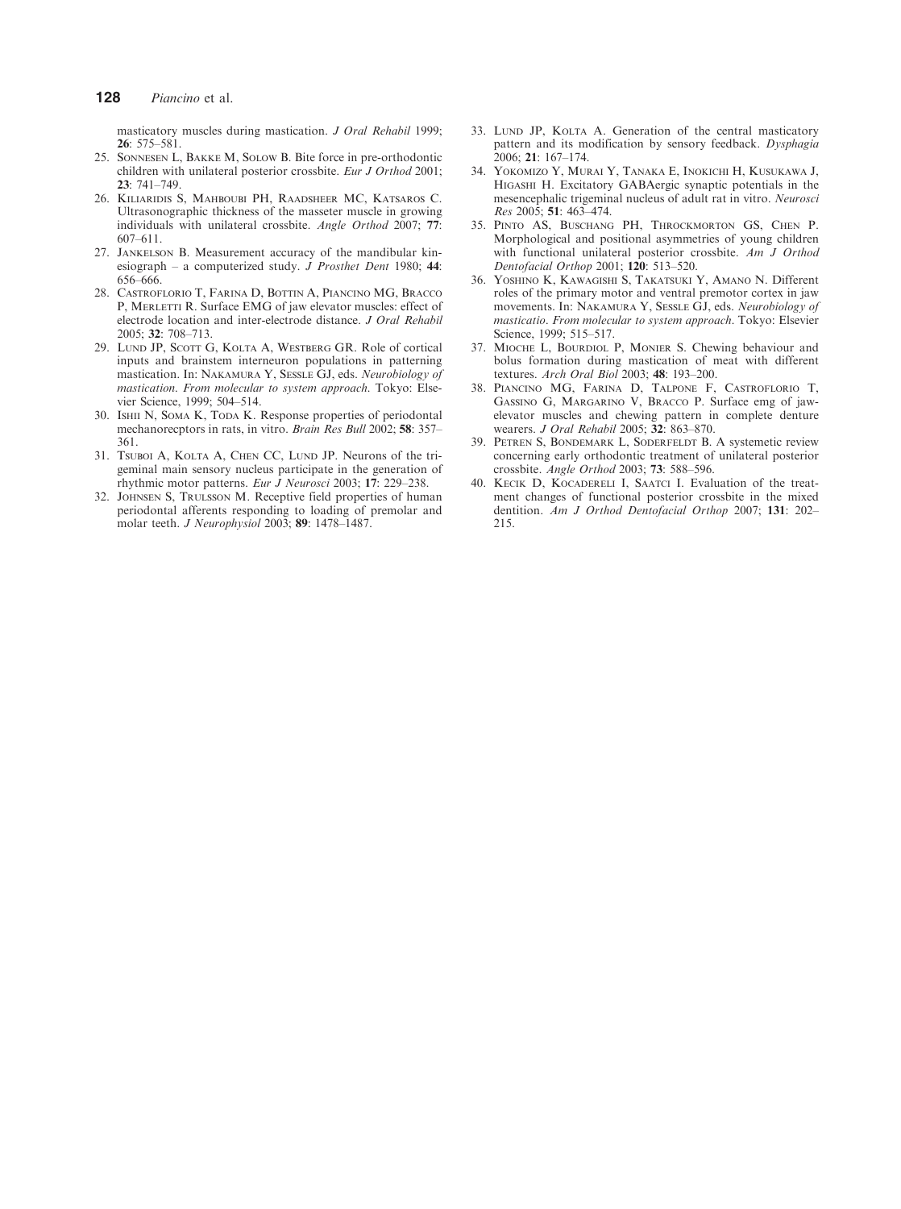masticatory muscles during mastication. *J Oral Rehabil* 1999; **26**: 575–581.

25. Sonnesen L, Bakke M, Solow B. Bite force in pre-orthodontic children with unilateral posterior crossbite. *Eur J Orthod* 2001; **23**: 741–749.
26. Kiliaridis S, Mahboubi PH, Raadsheer MC, Katsaros C. Ultrasonographic thickness of the masseter muscle in growing individuals with unilateral crossbite. *Angle Orthod* 2007; **77**: 607–611.
27. Jankelson B. Measurement accuracy of the mandibular kinesiograph – a computerized study. *J Prosthet Dent* 1980; **44**: 656–666.
28. Castroflorio T, Farina D, Bottin A, Piancino MG, Bracco P, Merletti R. Surface EMG of jaw elevator muscles: effect of electrode location and inter-electrode distance. *J Oral Rehabil* 2005; **32**: 708–713.
29. Lund JP, Scott G, Kolta A, Westberg GR. Role of cortical inputs and brainstem interneuron populations in patterning mastication. In: Nakamura Y, Sessle GJ, eds. *Neurobiology of mastication. From molecular to system approach*. Tokyo: Elsevier Science, 1999; 504–514.
30. Ishii N, Soma K, Toda K. Response properties of periodontal mechanorecptors in rats, in vitro. *Brain Res Bull* 2002; **58**: 357–361.
31. Tsuboi A, Kolta A, Chen CC, Lund JP. Neurons of the trigeminal main sensory nucleus participate in the generation of rhythmic motor patterns. *Eur J Neurosci* 2003; **17**: 229–238.
32. Johnsen S, Trulsson M. Receptive field properties of human periodontal afferents responding to loading of premolar and molar teeth. *J Neurophysiol* 2003; **89**: 1478–1487.
33. Lund JP, Kolta A. Generation of the central masticatory pattern and its modification by sensory feedback. *Dysphagia* 2006; **21**: 167–174.
34. Yokomizo Y, Murai Y, Tanaka E, Inokichi H, Kusukawa J, Higashi H. Excitatory GABAergic synaptic potentials in the mesencephalic trigeminal nucleus of adult rat in vitro. *Neurosci Res* 2005; **51**: 463–474.
35. Pinto AS, Buschang PH, Throckmorton GS, Chen P. Morphological and positional asymmetries of young children with functional unilateral posterior crossbite. *Am J Orthod Dentofacial Orthop* 2001; **120**: 513–520.
36. Yoshino K, Kawagishi S, Takatsuki Y, Amano N. Different roles of the primary motor and ventral premotor cortex in jaw movements. In: Nakamura Y, Sessle GJ, eds. *Neurobiology of masticatio. From molecular to system approach*. Tokyo: Elsevier Science, 1999; 515–517.
37. Mioche L, Bourdiol P, Monier S. Chewing behaviour and bolus formation during mastication of meat with different textures. *Arch Oral Biol* 2003; **48**: 193–200.
38. Piancino MG, Farina D, Talpone F, Castroflorio T, Gassino G, Margarino V, Bracco P. Surface emg of jaw-elevator muscles and chewing pattern in complete denture wearers. *J Oral Rehabil* 2005; **32**: 863–870.
39. Petren S, Bondemark L, Soderfeldt B. A systemetic review concerning early orthodontic treatment of unilateral posterior crossbite. *Angle Orthod* 2003; **73**: 588–596.
40. Kecik D, Kocadereli I, Saatci I. Evaluation of the treatment changes of functional posterior crossbite in the mixed dentition. *Am J Orthod Dentofacial Orthop* 2007; **131**: 202–215.